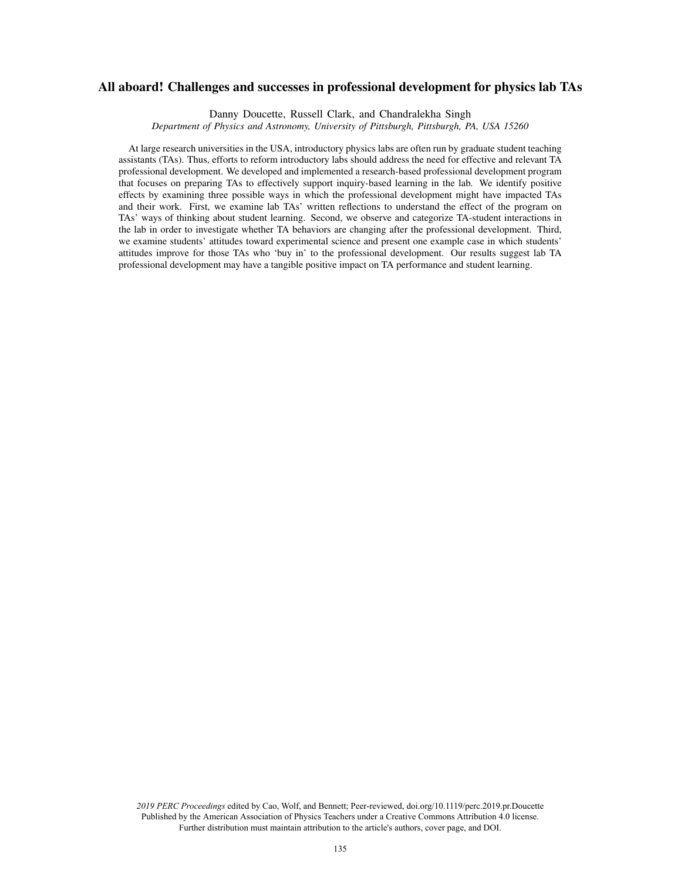# All aboard! Challenges and successes in professional development for physics lab TAs

Danny Doucette, Russell Clark, and Chandralekha Singh

*Department of Physics and Astronomy, University of Pittsburgh, Pittsburgh, PA, USA 15260*

At large research universities in the USA, introductory physics labs are often run by graduate student teaching assistants (TAs). Thus, efforts to reform introductory labs should address the need for effective and relevant TA professional development. We developed and implemented a research-based professional development program that focuses on preparing TAs to effectively support inquiry-based learning in the lab. We identify positive effects by examining three possible ways in which the professional development might have impacted TAs and their work. First, we examine lab TAs' written reflections to understand the effect of the program on TAs' ways of thinking about student learning. Second, we observe and categorize TA-student interactions in the lab in order to investigate whether TA behaviors are changing after the professional development. Third, we examine students' attitudes toward experimental science and present one example case in which students' attitudes improve for those TAs who 'buy in' to the professional development. Our results suggest lab TA professional development may have a tangible positive impact on TA performance and student learning.

*2019 PERC Proceedings* edited by Cao, Wolf, and Bennett; Peer-reviewed, doi.org/10.1119/perc.2019.pr.Doucette
Published by the American Association of Physics Teachers under a Creative Commons Attribution 4.0 license.
Further distribution must maintain attribution to the article's authors, cover page, and DOI.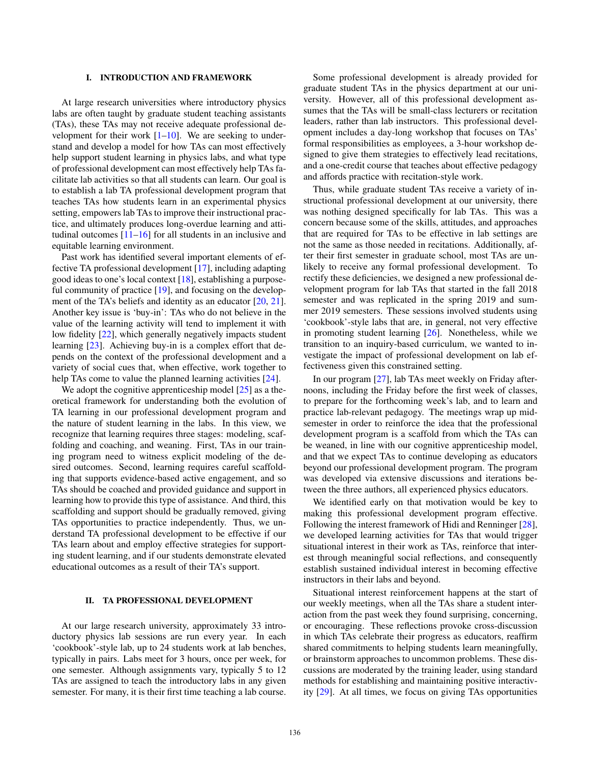## I. INTRODUCTION AND FRAMEWORK

At large research universities where introductory physics labs are often taught by graduate student teaching assistants (TAs), these TAs may not receive adequate professional development for their work [1–10]. We are seeking to understand and develop a model for how TAs can most effectively help support student learning in physics labs, and what type of professional development can most effectively help TAs facilitate lab activities so that all students can learn. Our goal is to establish a lab TA professional development program that teaches TAs how students learn in an experimental physics setting, empowers lab TAs to improve their instructional practice, and ultimately produces long-overdue learning and attitudinal outcomes [11–16] for all students in an inclusive and equitable learning environment.

Past work has identified several important elements of effective TA professional development [17], including adapting good ideas to one's local context [18], establishing a purposeful community of practice [19], and focusing on the development of the TA's beliefs and identity as an educator [20, 21]. Another key issue is 'buy-in': TAs who do not believe in the value of the learning activity will tend to implement it with low fidelity [22], which generally negatively impacts student learning [23]. Achieving buy-in is a complex effort that depends on the context of the professional development and a variety of social cues that, when effective, work together to help TAs come to value the planned learning activities [24].

We adopt the cognitive apprenticeship model [25] as a theoretical framework for understanding both the evolution of TA learning in our professional development program and the nature of student learning in the labs. In this view, we recognize that learning requires three stages: modeling, scaffolding and coaching, and weaning. First, TAs in our training program need to witness explicit modeling of the desired outcomes. Second, learning requires careful scaffolding that supports evidence-based active engagement, and so TAs should be coached and provided guidance and support in learning how to provide this type of assistance. And third, this scaffolding and support should be gradually removed, giving TAs opportunities to practice independently. Thus, we understand TA professional development to be effective if our TAs learn about and employ effective strategies for supporting student learning, and if our students demonstrate elevated educational outcomes as a result of their TA's support.

## II. TA PROFESSIONAL DEVELOPMENT

At our large research university, approximately 33 introductory physics lab sessions are run every year. In each 'cookbook'-style lab, up to 24 students work at lab benches, typically in pairs. Labs meet for 3 hours, once per week, for one semester. Although assignments vary, typically 5 to 12 TAs are assigned to teach the introductory labs in any given semester. For many, it is their first time teaching a lab course.

Some professional development is already provided for graduate student TAs in the physics department at our university. However, all of this professional development assumes that the TAs will be small-class lecturers or recitation leaders, rather than lab instructors. This professional development includes a day-long workshop that focuses on TAs' formal responsibilities as employees, a 3-hour workshop designed to give them strategies to effectively lead recitations, and a one-credit course that teaches about effective pedagogy and affords practice with recitation-style work.

Thus, while graduate student TAs receive a variety of instructional professional development at our university, there was nothing designed specifically for lab TAs. This was a concern because some of the skills, attitudes, and approaches that are required for TAs to be effective in lab settings are not the same as those needed in recitations. Additionally, after their first semester in graduate school, most TAs are unlikely to receive any formal professional development. To rectify these deficiencies, we designed a new professional development program for lab TAs that started in the fall 2018 semester and was replicated in the spring 2019 and summer 2019 semesters. These sessions involved students using 'cookbook'-style labs that are, in general, not very effective in promoting student learning [26]. Nonetheless, while we transition to an inquiry-based curriculum, we wanted to investigate the impact of professional development on lab effectiveness given this constrained setting.

In our program [27], lab TAs meet weekly on Friday afternoons, including the Friday before the first week of classes, to prepare for the forthcoming week's lab, and to learn and practice lab-relevant pedagogy. The meetings wrap up midsemester in order to reinforce the idea that the professional development program is a scaffold from which the TAs can be weaned, in line with our cognitive apprenticeship model, and that we expect TAs to continue developing as educators beyond our professional development program. The program was developed via extensive discussions and iterations between the three authors, all experienced physics educators.

We identified early on that motivation would be key to making this professional development program effective. Following the interest framework of Hidi and Renninger [28], we developed learning activities for TAs that would trigger situational interest in their work as TAs, reinforce that interest through meaningful social reflections, and consequently establish sustained individual interest in becoming effective instructors in their labs and beyond.

Situational interest reinforcement happens at the start of our weekly meetings, when all the TAs share a student interaction from the past week they found surprising, concerning, or encouraging. These reflections provoke cross-discussion in which TAs celebrate their progress as educators, reaffirm shared commitments to helping students learn meaningfully, or brainstorm approaches to uncommon problems. These discussions are moderated by the training leader, using standard methods for establishing and maintaining positive interactivity [29]. At all times, we focus on giving TAs opportunities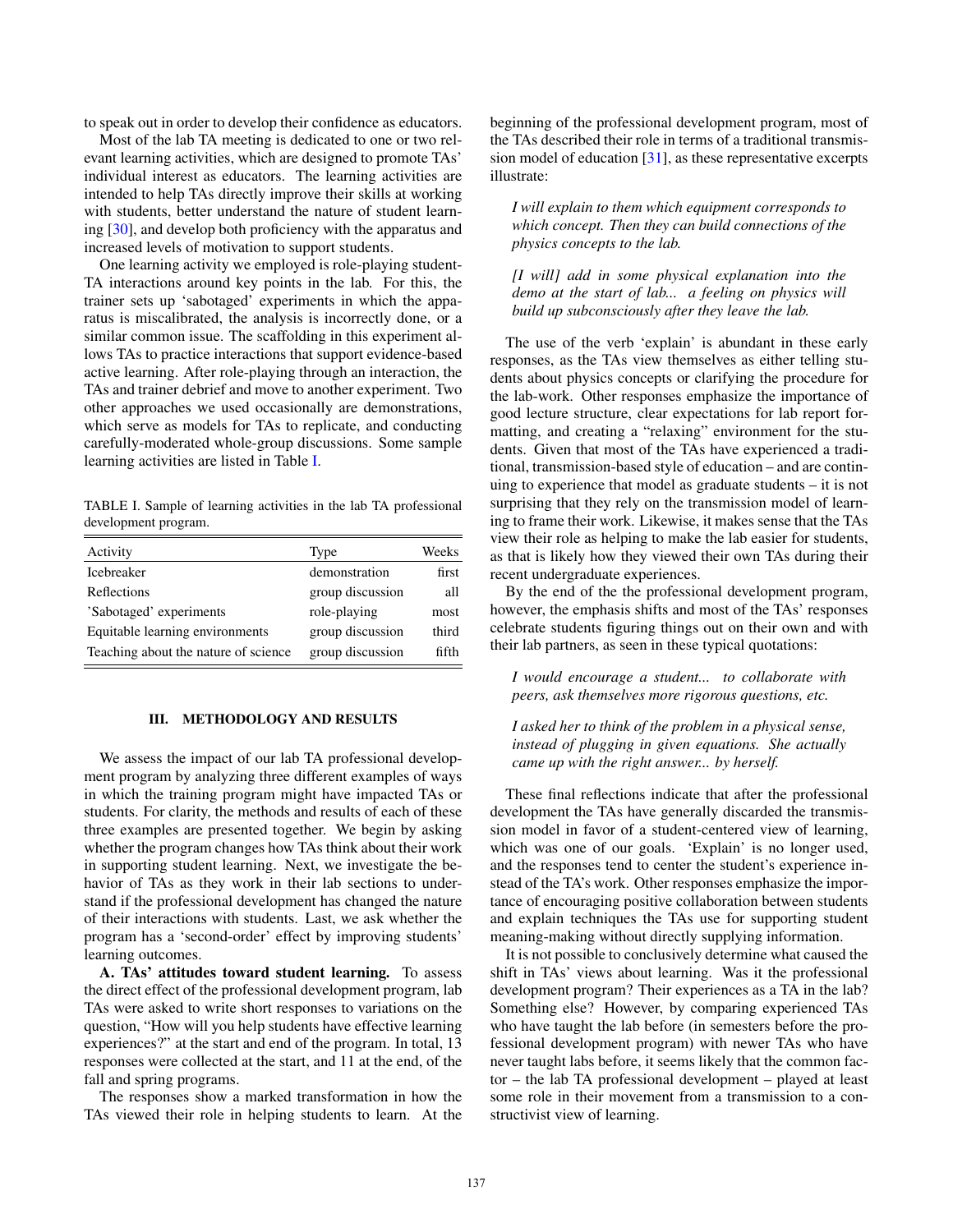to speak out in order to develop their confidence as educators.

Most of the lab TA meeting is dedicated to one or two relevant learning activities, which are designed to promote TAs' individual interest as educators. The learning activities are intended to help TAs directly improve their skills at working with students, better understand the nature of student learning [30], and develop both proficiency with the apparatus and increased levels of motivation to support students.

One learning activity we employed is role-playing student-TA interactions around key points in the lab. For this, the trainer sets up 'sabotaged' experiments in which the apparatus is miscalibrated, the analysis is incorrectly done, or a similar common issue. The scaffolding in this experiment allows TAs to practice interactions that support evidence-based active learning. After role-playing through an interaction, the TAs and trainer debrief and move to another experiment. Two other approaches we used occasionally are demonstrations, which serve as models for TAs to replicate, and conducting carefully-moderated whole-group discussions. Some sample learning activities are listed in Table I.

TABLE I. Sample of learning activities in the lab TA professional development program.

| Activity | Type | Weeks |
|---|---|---|
| Icebreaker | demonstration | first |
| Reflections | group discussion | all |
| 'Sabotaged' experiments | role-playing | most |
| Equitable learning environments | group discussion | third |
| Teaching about the nature of science | group discussion | fifth |

## III. METHODOLOGY AND RESULTS

We assess the impact of our lab TA professional development program by analyzing three different examples of ways in which the training program might have impacted TAs or students. For clarity, the methods and results of each of these three examples are presented together. We begin by asking whether the program changes how TAs think about their work in supporting student learning. Next, we investigate the behavior of TAs as they work in their lab sections to understand if the professional development has changed the nature of their interactions with students. Last, we ask whether the program has a 'second-order' effect by improving students' learning outcomes.

**A. TAs' attitudes toward student learning.** To assess the direct effect of the professional development program, lab TAs were asked to write short responses to variations on the question, "How will you help students have effective learning experiences?" at the start and end of the program. In total, 13 responses were collected at the start, and 11 at the end, of the fall and spring programs.

The responses show a marked transformation in how the TAs viewed their role in helping students to learn. At the beginning of the professional development program, most of the TAs described their role in terms of a traditional transmission model of education [31], as these representative excerpts illustrate:

> *I will explain to them which equipment corresponds to which concept. Then they can build connections of the physics concepts to the lab.*

> *[I will] add in some physical explanation into the demo at the start of lab... a feeling on physics will build up subconsciously after they leave the lab.*

The use of the verb 'explain' is abundant in these early responses, as the TAs view themselves as either telling students about physics concepts or clarifying the procedure for the lab-work. Other responses emphasize the importance of good lecture structure, clear expectations for lab report formatting, and creating a "relaxing" environment for the students. Given that most of the TAs have experienced a traditional, transmission-based style of education – and are continuing to experience that model as graduate students – it is not surprising that they rely on the transmission model of learning to frame their work. Likewise, it makes sense that the TAs view their role as helping to make the lab easier for students, as that is likely how they viewed their own TAs during their recent undergraduate experiences.

By the end of the the professional development program, however, the emphasis shifts and most of the TAs' responses celebrate students figuring things out on their own and with their lab partners, as seen in these typical quotations:

> *I would encourage a student... to collaborate with peers, ask themselves more rigorous questions, etc.*

> *I asked her to think of the problem in a physical sense, instead of plugging in given equations. She actually came up with the right answer... by herself.*

These final reflections indicate that after the professional development the TAs have generally discarded the transmission model in favor of a student-centered view of learning, which was one of our goals. 'Explain' is no longer used, and the responses tend to center the student's experience instead of the TA's work. Other responses emphasize the importance of encouraging positive collaboration between students and explain techniques the TAs use for supporting student meaning-making without directly supplying information.

It is not possible to conclusively determine what caused the shift in TAs' views about learning. Was it the professional development program? Their experiences as a TA in the lab? Something else? However, by comparing experienced TAs who have taught the lab before (in semesters before the professional development program) with newer TAs who have never taught labs before, it seems likely that the common factor – the lab TA professional development – played at least some role in their movement from a transmission to a constructivist view of learning.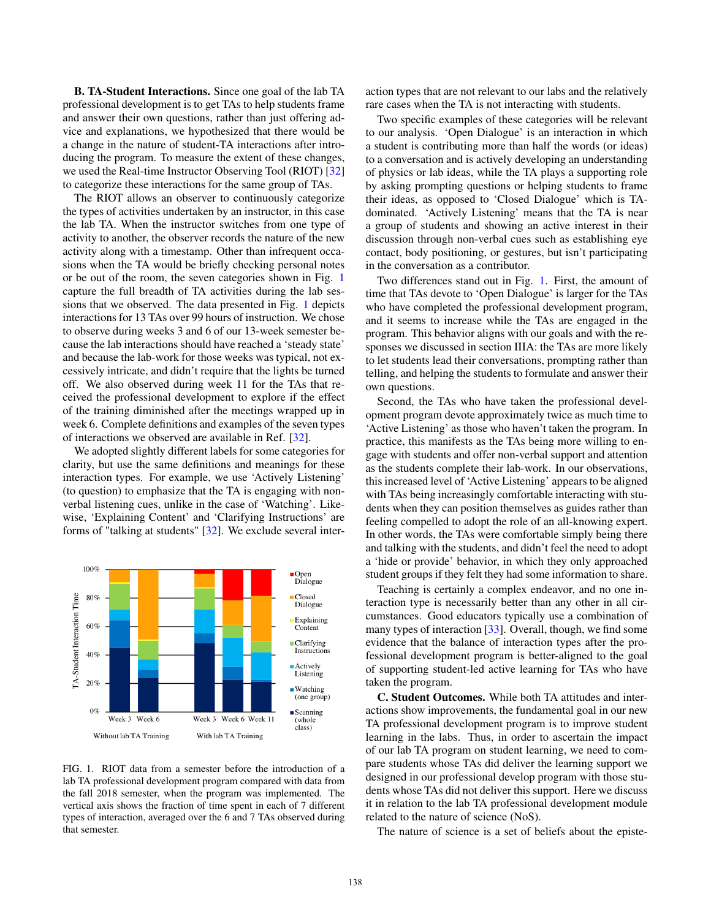**B. TA-Student Interactions.** Since one goal of the lab TA professional development is to get TAs to help students frame and answer their own questions, rather than just offering advice and explanations, we hypothesized that there would be a change in the nature of student-TA interactions after introducing the program. To measure the extent of these changes, we used the Real-time Instructor Observing Tool (RIOT) [32] to categorize these interactions for the same group of TAs.

The RIOT allows an observer to continuously categorize the types of activities undertaken by an instructor, in this case the lab TA. When the instructor switches from one type of activity to another, the observer records the nature of the new activity along with a timestamp. Other than infrequent occasions when the TA would be briefly checking personal notes or be out of the room, the seven categories shown in Fig. 1 capture the full breadth of TA activities during the lab sessions that we observed. The data presented in Fig. 1 depicts interactions for 13 TAs over 99 hours of instruction. We chose to observe during weeks 3 and 6 of our 13-week semester because the lab interactions should have reached a 'steady state' and because the lab-work for those weeks was typical, not excessively intricate, and didn't require that the lights be turned off. We also observed during week 11 for the TAs that received the professional development to explore if the effect of the training diminished after the meetings wrapped up in week 6. Complete definitions and examples of the seven types of interactions we observed are available in Ref. [32].

We adopted slightly different labels for some categories for clarity, but use the same definitions and meanings for these interaction types. For example, we use 'Actively Listening' (to question) to emphasize that the TA is engaging with non-verbal listening cues, unlike in the case of 'Watching'. Likewise, 'Explaining Content' and 'Clarifying Instructions' are forms of "talking at students" [32]. We exclude several interaction types that are not relevant to our labs and the relatively rare cases when the TA is not interacting with students.

FIG. 1. RIOT data from a semester before the introduction of a lab TA professional development program compared with data from the fall 2018 semester, when the program was implemented. The vertical axis shows the fraction of time spent in each of 7 different types of interaction, averaged over the 6 and 7 TAs observed during that semester.

Two specific examples of these categories will be relevant to our analysis. 'Open Dialogue' is an interaction in which a student is contributing more than half the words (or ideas) to a conversation and is actively developing an understanding of physics or lab ideas, while the TA plays a supporting role by asking prompting questions or helping students to frame their ideas, as opposed to 'Closed Dialogue' which is TA-dominated. 'Actively Listening' means that the TA is near a group of students and showing an active interest in their discussion through non-verbal cues such as establishing eye contact, body positioning, or gestures, but isn't participating in the conversation as a contributor.

Two differences stand out in Fig. 1. First, the amount of time that TAs devote to 'Open Dialogue' is larger for the TAs who have completed the professional development program, and it seems to increase while the TAs are engaged in the program. This behavior aligns with our goals and with the responses we discussed in section IIIA: the TAs are more likely to let students lead their conversations, prompting rather than telling, and helping the students to formulate and answer their own questions.

Second, the TAs who have taken the professional development program devote approximately twice as much time to 'Active Listening' as those who haven't taken the program. In practice, this manifests as the TAs being more willing to engage with students and offer non-verbal support and attention as the students complete their lab-work. In our observations, this increased level of 'Active Listening' appears to be aligned with TAs being increasingly comfortable interacting with students when they can position themselves as guides rather than feeling compelled to adopt the role of an all-knowing expert. In other words, the TAs were comfortable simply being there and talking with the students, and didn't feel the need to adopt a 'hide or provide' behavior, in which they only approached student groups if they felt they had some information to share.

Teaching is certainly a complex endeavor, and no one interaction type is necessarily better than any other in all circumstances. Good educators typically use a combination of many types of interaction [33]. Overall, though, we find some evidence that the balance of interaction types after the professional development program is better-aligned to the goal of supporting student-led active learning for TAs who have taken the program.

**C. Student Outcomes.** While both TA attitudes and interactions show improvements, the fundamental goal in our new TA professional development program is to improve student learning in the labs. Thus, in order to ascertain the impact of our lab TA program on student learning, we need to compare students whose TAs did deliver the learning support we designed in our professional develop program with those students whose TAs did not deliver this support. Here we discuss it in relation to the lab TA professional development module related to the nature of science (NoS).

The nature of science is a set of beliefs about the episte-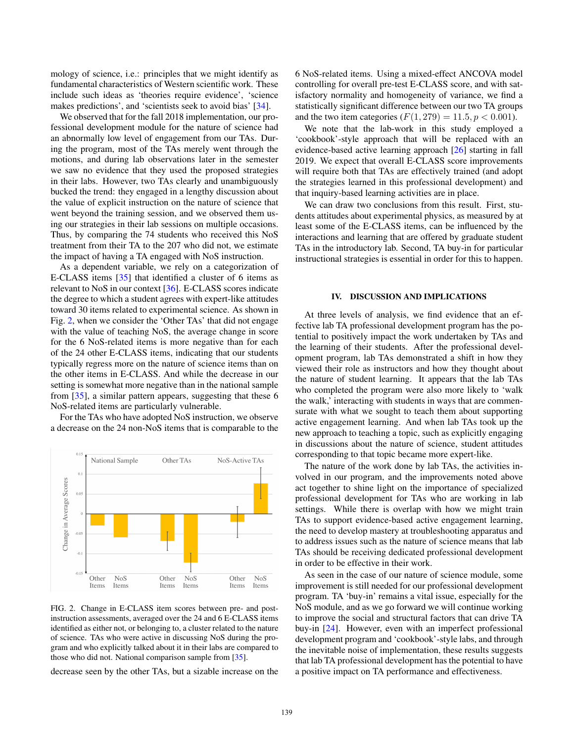mology of science, i.e.: principles that we might identify as fundamental characteristics of Western scientific work. These include such ideas as 'theories require evidence', 'science makes predictions', and 'scientists seek to avoid bias' [34].

We observed that for the fall 2018 implementation, our professional development module for the nature of science had an abnormally low level of engagement from our TAs. During the program, most of the TAs merely went through the motions, and during lab observations later in the semester we saw no evidence that they used the proposed strategies in their labs. However, two TAs clearly and unambiguously bucked the trend: they engaged in a lengthy discussion about the value of explicit instruction on the nature of science that went beyond the training session, and we observed them using our strategies in their lab sessions on multiple occasions. Thus, by comparing the 74 students who received this NoS treatment from their TA to the 207 who did not, we estimate the impact of having a TA engaged with NoS instruction.

As a dependent variable, we rely on a categorization of E-CLASS items [35] that identified a cluster of 6 items as relevant to NoS in our context [36]. E-CLASS scores indicate the degree to which a student agrees with expert-like attitudes toward 30 items related to experimental science. As shown in Fig. 2, when we consider the 'Other TAs' that did not engage with the value of teaching NoS, the average change in score for the 6 NoS-related items is more negative than for each of the 24 other E-CLASS items, indicating that our students typically regress more on the nature of science items than on the other items in E-CLASS. And while the decrease in our setting is somewhat more negative than in the national sample from [35], a similar pattern appears, suggesting that these 6 NoS-related items are particularly vulnerable.

For the TAs who have adopted NoS instruction, we observe a decrease on the 24 non-NoS items that is comparable to the decrease seen by the other TAs, but a sizable increase on the 6 NoS-related items. Using a mixed-effect ANCOVA model controlling for overall pre-test E-CLASS score, and with satisfactory normality and homogeneity of variance, we find a statistically significant difference between our two TA groups and the two item categories ($F(1, 279) = 11.5, p < 0.001$).

FIG. 2. Change in E-CLASS item scores between pre- and post-instruction assessments, averaged over the 24 and 6 E-CLASS items identified as either not, or belonging to, a cluster related to the nature of science. TAs who were active in discussing NoS during the program and who explicitly talked about it in their labs are compared to those who did not. National comparison sample from [35].

We note that the lab-work in this study employed a 'cookbook'-style approach that will be replaced with an evidence-based active learning approach [26] starting in fall 2019. We expect that overall E-CLASS score improvements will require both that TAs are effectively trained (and adopt the strategies learned in this professional development) and that inquiry-based learning activities are in place.

We can draw two conclusions from this result. First, students attitudes about experimental physics, as measured by at least some of the E-CLASS items, can be influenced by the interactions and learning that are offered by graduate student TAs in the introductory lab. Second, TA buy-in for particular instructional strategies is essential in order for this to happen.

## IV. DISCUSSION AND IMPLICATIONS

At three levels of analysis, we find evidence that an effective lab TA professional development program has the potential to positively impact the work undertaken by TAs and the learning of their students. After the professional development program, lab TAs demonstrated a shift in how they viewed their role as instructors and how they thought about the nature of student learning. It appears that the lab TAs who completed the program were also more likely to 'walk the walk,' interacting with students in ways that are commensurate with what we sought to teach them about supporting active engagement learning. And when lab TAs took up the new approach to teaching a topic, such as explicitly engaging in discussions about the nature of science, student attitudes corresponding to that topic became more expert-like.

The nature of the work done by lab TAs, the activities involved in our program, and the improvements noted above act together to shine light on the importance of specialized professional development for TAs who are working in lab settings. While there is overlap with how we might train TAs to support evidence-based active engagement learning, the need to develop mastery at troubleshooting apparatus and to address issues such as the nature of science means that lab TAs should be receiving dedicated professional development in order to be effective in their work.

As seen in the case of our nature of science module, some improvement is still needed for our professional development program. TA 'buy-in' remains a vital issue, especially for the NoS module, and as we go forward we will continue working to improve the social and structural factors that can drive TA buy-in [24]. However, even with an imperfect professional development program and 'cookbook'-style labs, and through the inevitable noise of implementation, these results suggests that lab TA professional development has the potential to have a positive impact on TA performance and effectiveness.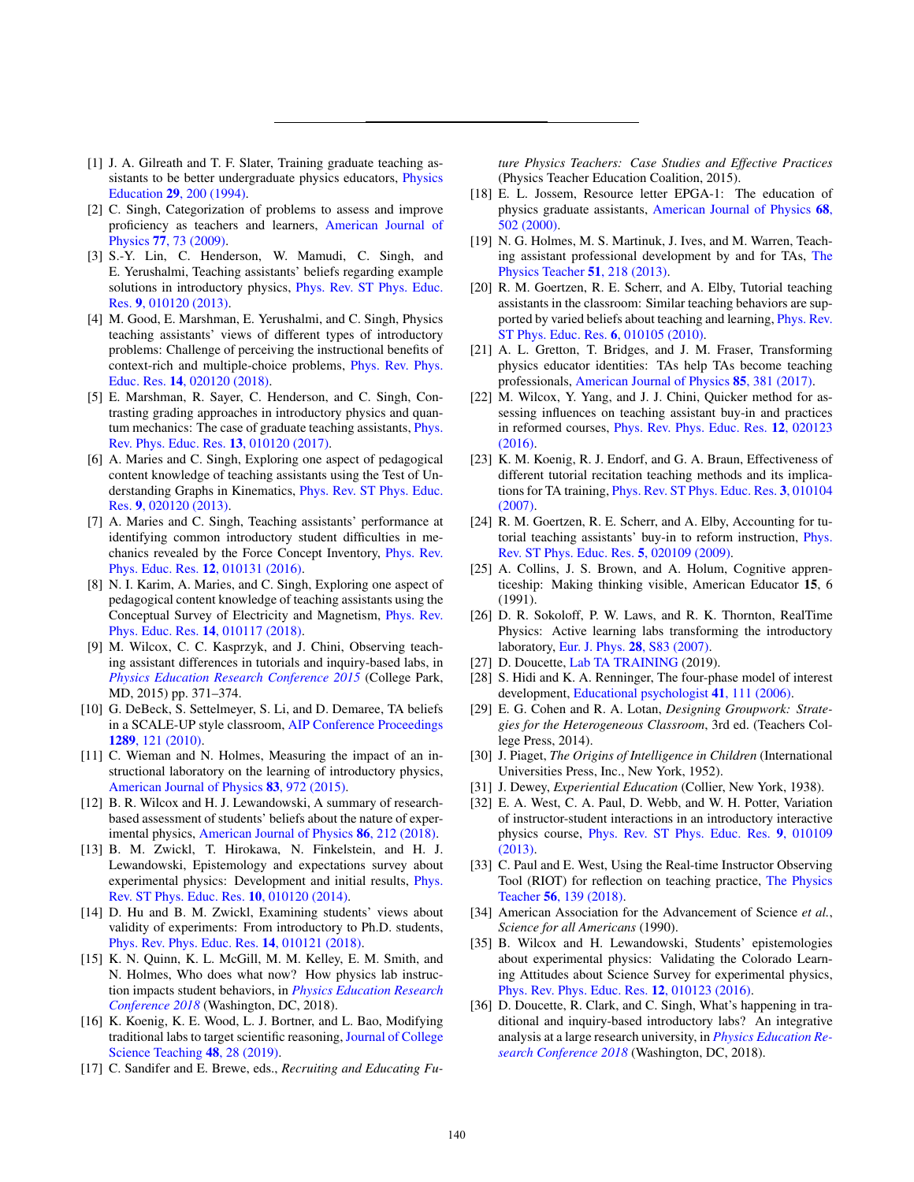[1] J. A. Gilreath and T. F. Slater, Training graduate teaching assistants to be better undergraduate physics educators, Physics Education **29**, 200 (1994).

[2] C. Singh, Categorization of problems to assess and improve proficiency as teachers and learners, American Journal of Physics **77**, 73 (2009).

[3] S.-Y. Lin, C. Henderson, W. Mamudi, C. Singh, and E. Yerushalmi, Teaching assistants' beliefs regarding example solutions in introductory physics, Phys. Rev. ST Phys. Educ. Res. **9**, 010120 (2013).

[4] M. Good, E. Marshman, E. Yerushalmi, and C. Singh, Physics teaching assistants' views of different types of introductory problems: Challenge of perceiving the instructional benefits of context-rich and multiple-choice problems, Phys. Rev. Phys. Educ. Res. **14**, 020120 (2018).

[5] E. Marshman, R. Sayer, C. Henderson, and C. Singh, Contrasting grading approaches in introductory physics and quantum mechanics: The case of graduate teaching assistants, Phys. Rev. Phys. Educ. Res. **13**, 010120 (2017).

[6] A. Maries and C. Singh, Exploring one aspect of pedagogical content knowledge of teaching assistants using the Test of Understanding Graphs in Kinematics, Phys. Rev. ST Phys. Educ. Res. **9**, 020120 (2013).

[7] A. Maries and C. Singh, Teaching assistants' performance at identifying common introductory student difficulties in mechanics revealed by the Force Concept Inventory, Phys. Rev. Phys. Educ. Res. **12**, 010131 (2016).

[8] N. I. Karim, A. Maries, and C. Singh, Exploring one aspect of pedagogical content knowledge of teaching assistants using the Conceptual Survey of Electricity and Magnetism, Phys. Rev. Phys. Educ. Res. **14**, 010117 (2018).

[9] M. Wilcox, C. C. Kasprzyk, and J. Chini, Observing teaching assistant differences in tutorials and inquiry-based labs, in *Physics Education Research Conference 2015* (College Park, MD, 2015) pp. 371–374.

[10] G. DeBeck, S. Settelmeyer, S. Li, and D. Demaree, TA beliefs in a SCALE-UP style classroom, AIP Conference Proceedings **1289**, 121 (2010).

[11] C. Wieman and N. Holmes, Measuring the impact of an instructional laboratory on the learning of introductory physics, American Journal of Physics **83**, 972 (2015).

[12] B. R. Wilcox and H. J. Lewandowski, A summary of research-based assessment of students' beliefs about the nature of experimental physics, American Journal of Physics **86**, 212 (2018).

[13] B. M. Zwickl, T. Hirokawa, N. Finkelstein, and H. J. Lewandowski, Epistemology and expectations survey about experimental physics: Development and initial results, Phys. Rev. ST Phys. Educ. Res. **10**, 010120 (2014).

[14] D. Hu and B. M. Zwickl, Examining students' views about validity of experiments: From introductory to Ph.D. students, Phys. Rev. Phys. Educ. Res. **14**, 010121 (2018).

[15] K. N. Quinn, K. L. McGill, M. M. Kelley, E. M. Smith, and N. Holmes, Who does what now? How physics lab instruction impacts student behaviors, in *Physics Education Research Conference 2018* (Washington, DC, 2018).

[16] K. Koenig, K. E. Wood, L. J. Bortner, and L. Bao, Modifying traditional labs to target scientific reasoning, Journal of College Science Teaching **48**, 28 (2019).

[17] C. Sandifer and E. Brewe, eds., *Recruiting and Educating Future Physics Teachers: Case Studies and Effective Practices* (Physics Teacher Education Coalition, 2015).

[18] E. L. Jossem, Resource letter EPGA-1: The education of physics graduate assistants, American Journal of Physics **68**, 502 (2000).

[19] N. G. Holmes, M. S. Martinuk, J. Ives, and M. Warren, Teaching assistant professional development by and for TAs, The Physics Teacher **51**, 218 (2013).

[20] R. M. Goertzen, R. E. Scherr, and A. Elby, Tutorial teaching assistants in the classroom: Similar teaching behaviors are supported by varied beliefs about teaching and learning, Phys. Rev. ST Phys. Educ. Res. **6**, 010105 (2010).

[21] A. L. Gretton, T. Bridges, and J. M. Fraser, Transforming physics educator identities: TAs help TAs become teaching professionals, American Journal of Physics **85**, 381 (2017).

[22] M. Wilcox, Y. Yang, and J. J. Chini, Quicker method for assessing influences on teaching assistant buy-in and practices in reformed courses, Phys. Rev. Phys. Educ. Res. **12**, 020123 (2016).

[23] K. M. Koenig, R. J. Endorf, and G. A. Braun, Effectiveness of different tutorial recitation teaching methods and its implications for TA training, Phys. Rev. ST Phys. Educ. Res. **3**, 010104 (2007).

[24] R. M. Goertzen, R. E. Scherr, and A. Elby, Accounting for tutorial teaching assistants' buy-in to reform instruction, Phys. Rev. ST Phys. Educ. Res. **5**, 020109 (2009).

[25] A. Collins, J. S. Brown, and A. Holum, Cognitive apprenticeship: Making thinking visible, American Educator **15**, 6 (1991).

[26] D. R. Sokoloff, P. W. Laws, and R. K. Thornton, RealTime Physics: Active learning labs transforming the introductory laboratory, Eur. J. Phys. **28**, S83 (2007).

[27] D. Doucette, Lab TA TRAINING (2019).

[28] S. Hidi and K. A. Renninger, The four-phase model of interest development, Educational psychologist **41**, 111 (2006).

[29] E. G. Cohen and R. A. Lotan, *Designing Groupwork: Strategies for the Heterogeneous Classroom*, 3rd ed. (Teachers College Press, 2014).

[30] J. Piaget, *The Origins of Intelligence in Children* (International Universities Press, Inc., New York, 1952).

[31] J. Dewey, *Experiential Education* (Collier, New York, 1938).

[32] E. A. West, C. A. Paul, D. Webb, and W. H. Potter, Variation of instructor-student interactions in an introductory interactive physics course, Phys. Rev. ST Phys. Educ. Res. **9**, 010109 (2013).

[33] C. Paul and E. West, Using the Real-time Instructor Observing Tool (RIOT) for reflection on teaching practice, The Physics Teacher **56**, 139 (2018).

[34] American Association for the Advancement of Science *et al.*, *Science for all Americans* (1990).

[35] B. Wilcox and H. Lewandowski, Students' epistemologies about experimental physics: Validating the Colorado Learning Attitudes about Science Survey for experimental physics, Phys. Rev. Phys. Educ. Res. **12**, 010123 (2016).

[36] D. Doucette, R. Clark, and C. Singh, What's happening in traditional and inquiry-based introductory labs? An integrative analysis at a large research university, in *Physics Education Research Conference 2018* (Washington, DC, 2018).